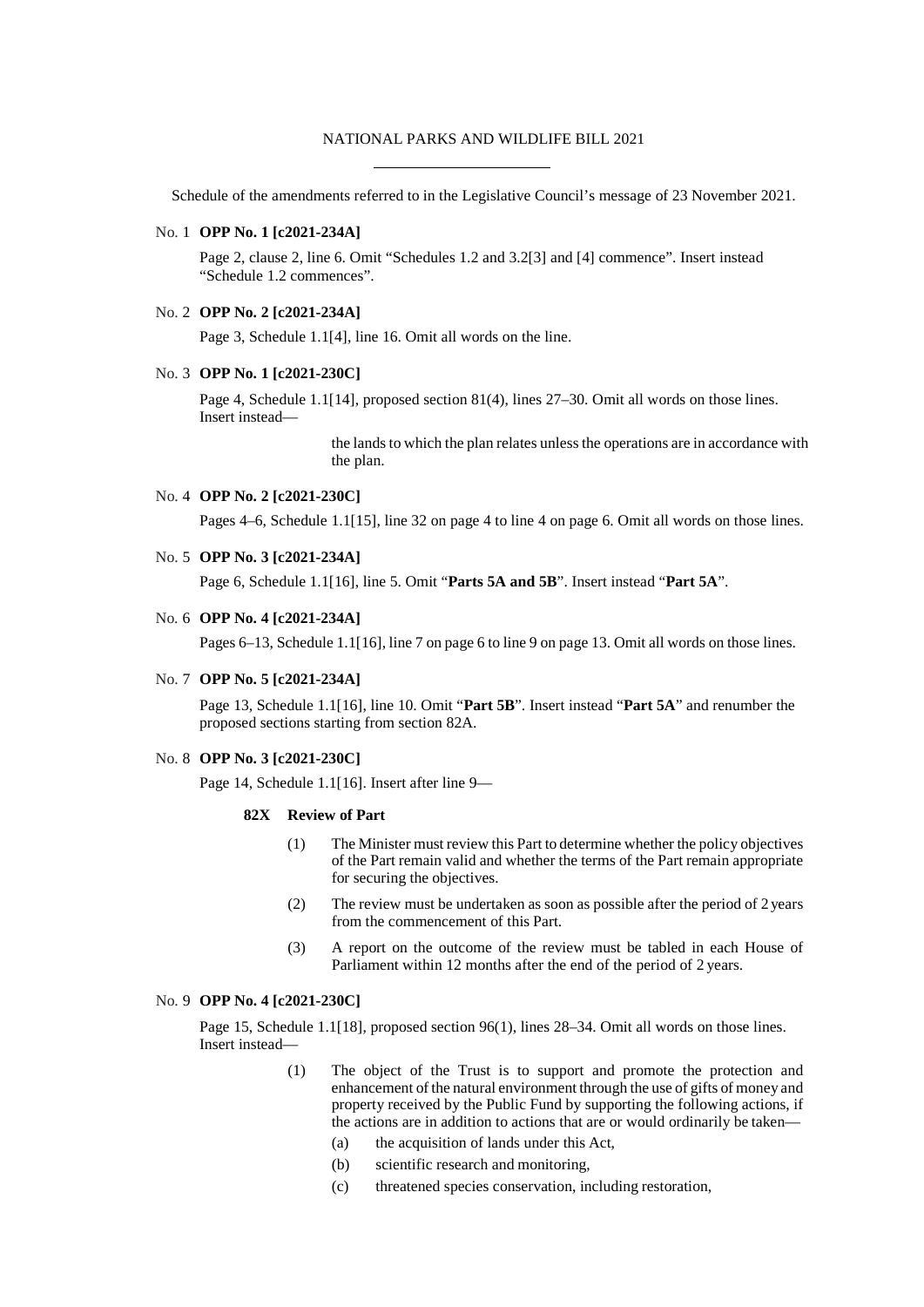# NATIONAL PARKS AND WILDLIFE BILL 2021

Schedule of the amendments referred to in the Legislative Council's message of 23 November 2021.

No. 1 **OPP No. 1 [c2021-234A]**

Page 2, clause 2, line 6. Omit "Schedules 1.2 and 3.2[3] and [4] commence". Insert instead "Schedule 1.2 commences".

No. 2 **OPP No. 2 [c2021-234A]**

Page 3, Schedule 1.1[4], line 16. Omit all words on the line.

No. 3 **OPP No. 1 [c2021-230C]**

Page 4, Schedule 1.1[14], proposed section 81(4), lines 27–30. Omit all words on those lines. Insert instead—

> the lands to which the plan relates unless the operations are in accordance with the plan.

No. 4 **OPP No. 2 [c2021-230C]**

Pages 4–6, Schedule 1.1[15], line 32 on page 4 to line 4 on page 6. Omit all words on those lines.

No. 5 **OPP No. 3 [c2021-234A]**

Page 6, Schedule 1.1[16], line 5. Omit "**Parts 5A and 5B**". Insert instead "**Part 5A**".

No. 6 **OPP No. 4 [c2021-234A]**

Pages 6–13, Schedule 1.1[16], line 7 on page 6 to line 9 on page 13. Omit all words on those lines.

No. 7 **OPP No. 5 [c2021-234A]**

Page 13, Schedule 1.1[16], line 10. Omit "**Part 5B**". Insert instead "**Part 5A**" and renumber the proposed sections starting from section 82A.

No. 8 **OPP No. 3 [c2021-230C]**

Page 14, Schedule 1.1[16]. Insert after line 9—

**82X Review of Part**

(1) The Minister must review this Part to determine whether the policy objectives of the Part remain valid and whether the terms of the Part remain appropriate for securing the objectives.

(2) The review must be undertaken as soon as possible after the period of 2 years from the commencement of this Part.

(3) A report on the outcome of the review must be tabled in each House of Parliament within 12 months after the end of the period of 2 years.

No. 9 **OPP No. 4 [c2021-230C]**

Page 15, Schedule 1.1[18], proposed section 96(1), lines 28–34. Omit all words on those lines. Insert instead—

(1) The object of the Trust is to support and promote the protection and enhancement of the natural environment through the use of gifts of money and property received by the Public Fund by supporting the following actions, if the actions are in addition to actions that are or would ordinarily be taken—

(a) the acquisition of lands under this Act,

(b) scientific research and monitoring,

(c) threatened species conservation, including restoration,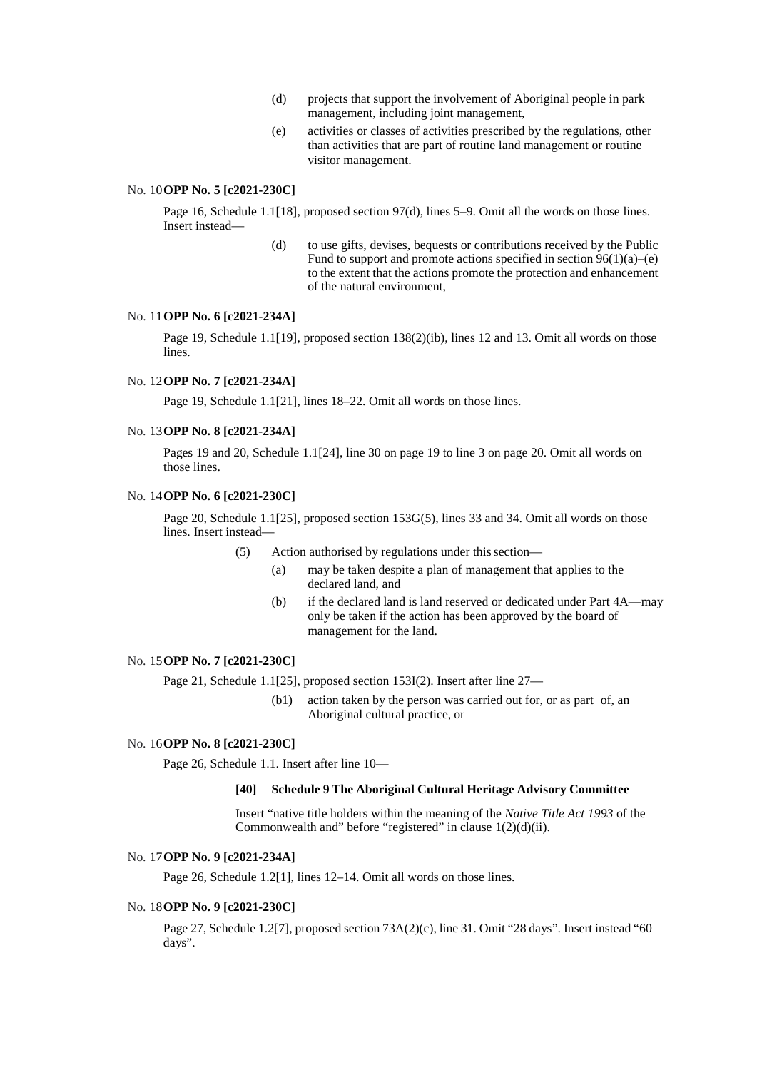(d) projects that support the involvement of Aboriginal people in park management, including joint management,

(e) activities or classes of activities prescribed by the regulations, other than activities that are part of routine land management or routine visitor management.

No. 10 **OPP No. 5 [c2021-230C]**

Page 16, Schedule 1.1[18], proposed section 97(d), lines 5–9. Omit all the words on those lines. Insert instead—

> (d) to use gifts, devises, bequests or contributions received by the Public Fund to support and promote actions specified in section 96(1)(a)–(e) to the extent that the actions promote the protection and enhancement of the natural environment,

No. 11 **OPP No. 6 [c2021-234A]**

Page 19, Schedule 1.1[19], proposed section 138(2)(ib), lines 12 and 13. Omit all words on those lines.

No. 12 **OPP No. 7 [c2021-234A]**

Page 19, Schedule 1.1[21], lines 18–22. Omit all words on those lines.

No. 13 **OPP No. 8 [c2021-234A]**

Pages 19 and 20, Schedule 1.1[24], line 30 on page 19 to line 3 on page 20. Omit all words on those lines.

No. 14 **OPP No. 6 [c2021-230C]**

Page 20, Schedule 1.1[25], proposed section 153G(5), lines 33 and 34. Omit all words on those lines. Insert instead—

> (5) Action authorised by regulations under this section—
>
> (a) may be taken despite a plan of management that applies to the declared land, and
>
> (b) if the declared land is land reserved or dedicated under Part 4A—may only be taken if the action has been approved by the board of management for the land.

No. 15 **OPP No. 7 [c2021-230C]**

Page 21, Schedule 1.1[25], proposed section 153I(2). Insert after line 27—

> (b1) action taken by the person was carried out for, or as part of, an Aboriginal cultural practice, or

No. 16 **OPP No. 8 [c2021-230C]**

Page 26, Schedule 1.1. Insert after line 10—

> **[40] Schedule 9 The Aboriginal Cultural Heritage Advisory Committee**
>
> Insert "native title holders within the meaning of the *Native Title Act 1993* of the Commonwealth and" before "registered" in clause 1(2)(d)(ii).

No. 17 **OPP No. 9 [c2021-234A]**

Page 26, Schedule 1.2[1], lines 12–14. Omit all words on those lines.

No. 18 **OPP No. 9 [c2021-230C]**

Page 27, Schedule 1.2[7], proposed section 73A(2)(c), line 31. Omit "28 days". Insert instead "60 days".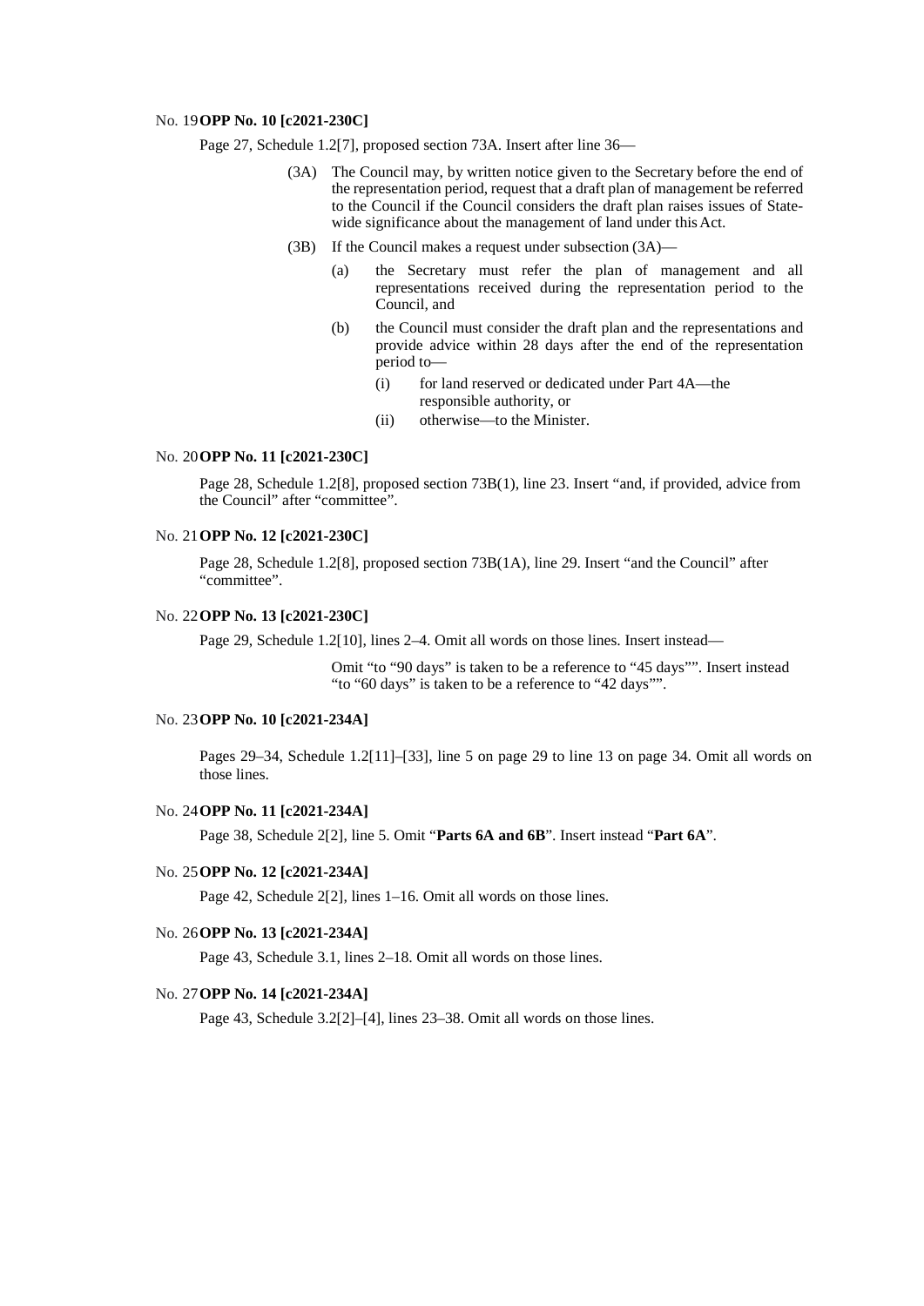No. 19 **OPP No. 10 [c2021-230C]**

Page 27, Schedule 1.2[7], proposed section 73A. Insert after line 36—

> (3A) The Council may, by written notice given to the Secretary before the end of the representation period, request that a draft plan of management be referred to the Council if the Council considers the draft plan raises issues of State-wide significance about the management of land under this Act.
>
> (3B) If the Council makes a request under subsection (3A)—
>
> > (a) the Secretary must refer the plan of management and all representations received during the representation period to the Council, and
> >
> > (b) the Council must consider the draft plan and the representations and provide advice within 28 days after the end of the representation period to—
> >
> > > (i) for land reserved or dedicated under Part 4A—the responsible authority, or
> > >
> > > (ii) otherwise—to the Minister.

No. 20 **OPP No. 11 [c2021-230C]**

Page 28, Schedule 1.2[8], proposed section 73B(1), line 23. Insert "and, if provided, advice from the Council" after "committee".

No. 21 **OPP No. 12 [c2021-230C]**

Page 28, Schedule 1.2[8], proposed section 73B(1A), line 29. Insert "and the Council" after "committee".

No. 22 **OPP No. 13 [c2021-230C]**

Page 29, Schedule 1.2[10], lines 2–4. Omit all words on those lines. Insert instead—

> Omit "to "90 days" is taken to be a reference to "45 days"". Insert instead "to "60 days" is taken to be a reference to "42 days"".

No. 23 **OPP No. 10 [c2021-234A]**

Pages 29–34, Schedule 1.2[11]–[33], line 5 on page 29 to line 13 on page 34. Omit all words on those lines.

No. 24 **OPP No. 11 [c2021-234A]**

Page 38, Schedule 2[2], line 5. Omit "**Parts 6A and 6B**". Insert instead "**Part 6A**".

No. 25 **OPP No. 12 [c2021-234A]**

Page 42, Schedule 2[2], lines 1–16. Omit all words on those lines.

No. 26 **OPP No. 13 [c2021-234A]**

Page 43, Schedule 3.1, lines 2–18. Omit all words on those lines.

No. 27 **OPP No. 14 [c2021-234A]**

Page 43, Schedule 3.2[2]–[4], lines 23–38. Omit all words on those lines.